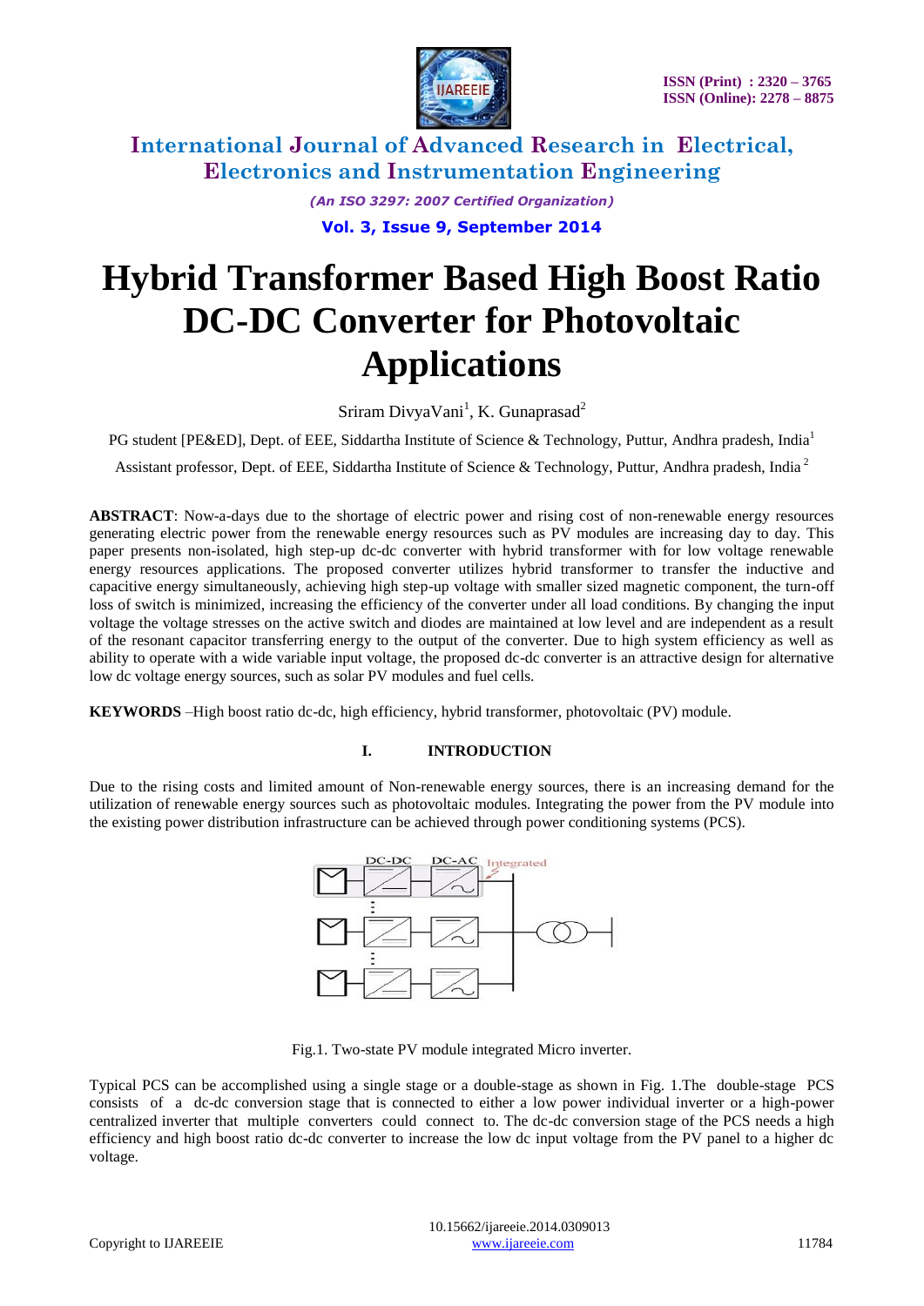# Hybrid Transformer Based High Boost Ratio DC-DC Converter for Photovoltaic Applications

Sriram DivyaVani[1], K. Gunaprasad[2]

PG student [PE&ED], Dept. of EEE, Siddartha Institute of Science & Technology, Puttur, Andhra pradesh, India[1]

Assistant professor, Dept. of EEE, Siddartha Institute of Science & Technology, Puttur, Andhra pradesh, India [2]

**ABSTRACT**: Now-a-days due to the shortage of electric power and rising cost of non-renewable energy resources generating electric power from the renewable energy resources such as PV modules are increasing day to day. This paper presents non-isolated, high step-up dc-dc converter with hybrid transformer with for low voltage renewable energy resources applications. The proposed converter utilizes hybrid transformer to transfer the inductive and capacitive energy simultaneously, achieving high step-up voltage with smaller sized magnetic component, the turn-off loss of switch is minimized, increasing the efficiency of the converter under all load conditions. By changing the input voltage the voltage stresses on the active switch and diodes are maintained at low level and are independent as a result of the resonant capacitor transferring energy to the output of the converter. Due to high system efficiency as well as ability to operate with a wide variable input voltage, the proposed dc-dc converter is an attractive design for alternative low dc voltage energy sources, such as solar PV modules and fuel cells.

**KEYWORDS** –High boost ratio dc-dc, high efficiency, hybrid transformer, photovoltaic (PV) module.

## I. INTRODUCTION

Due to the rising costs and limited amount of Non-renewable energy sources, there is an increasing demand for the utilization of renewable energy sources such as photovoltaic modules. Integrating the power from the PV module into the existing power distribution infrastructure can be achieved through power conditioning systems (PCS).

DC-DC
DC-AC
Integrated

Fig.1. Two-state PV module integrated Micro inverter.

Typical PCS can be accomplished using a single stage or a double-stage as shown in Fig. 1.The double-stage PCS consists of a dc-dc conversion stage that is connected to either a low power individual inverter or a high-power centralized inverter that multiple converters could connect to. The dc-dc conversion stage of the PCS needs a high efficiency and high boost ratio dc-dc converter to increase the low dc input voltage from the PV panel to a higher dc voltage.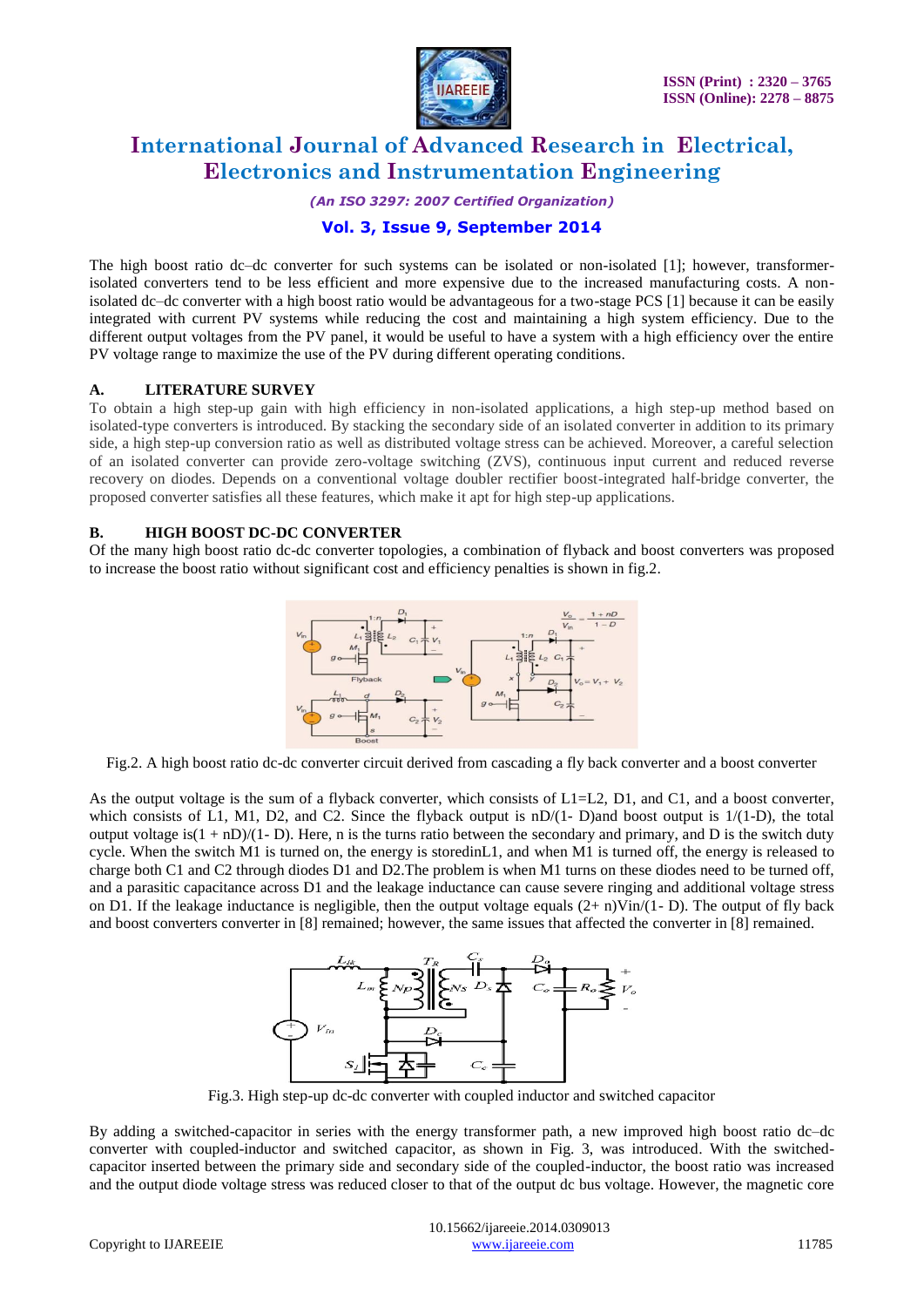The high boost ratio dc–dc converter for such systems can be isolated or non-isolated [1]; however, transformer-isolated converters tend to be less efficient and more expensive due to the increased manufacturing costs. A non-isolated dc–dc converter with a high boost ratio would be advantageous for a two-stage PCS [1] because it can be easily integrated with current PV systems while reducing the cost and maintaining a high system efficiency. Due to the different output voltages from the PV panel, it would be useful to have a system with a high efficiency over the entire PV voltage range to maximize the use of the PV during different operating conditions.

### A. LITERATURE SURVEY

To obtain a high step-up gain with high efficiency in non-isolated applications, a high step-up method based on isolated-type converters is introduced. By stacking the secondary side of an isolated converter in addition to its primary side, a high step-up conversion ratio as well as distributed voltage stress can be achieved. Moreover, a careful selection of an isolated converter can provide zero-voltage switching (ZVS), continuous input current and reduced reverse recovery on diodes. Depends on a conventional voltage doubler rectifier boost-integrated half-bridge converter, the proposed converter satisfies all these features, which make it apt for high step-up applications.

### B. HIGH BOOST DC-DC CONVERTER

Of the many high boost ratio dc-dc converter topologies, a combination of flyback and boost converters was proposed to increase the boost ratio without significant cost and efficiency penalties is shown in fig.2.

Fig.2. A high boost ratio dc-dc converter circuit derived from cascading a fly back converter and a boost converter

As the output voltage is the sum of a flyback converter, which consists of L1=L2, D1, and C1, and a boost converter, which consists of L1, M1, D2, and C2. Since the flyback output is nD/(1- D)and boost output is 1/(1-D), the total output voltage is(1 + nD)/(1- D). Here, n is the turns ratio between the secondary and primary, and D is the switch duty cycle. When the switch M1 is turned on, the energy is storedinL1, and when M1 is turned off, the energy is released to charge both C1 and C2 through diodes D1 and D2.The problem is when M1 turns on these diodes need to be turned off, and a parasitic capacitance across D1 and the leakage inductance can cause severe ringing and additional voltage stress on D1. If the leakage inductance is negligible, then the output voltage equals (2+ n)Vin/(1- D). The output of fly back and boost converters converter in [8] remained; however, the same issues that affected the converter in [8] remained.

Fig.3. High step-up dc-dc converter with coupled inductor and switched capacitor

By adding a switched-capacitor in series with the energy transformer path, a new improved high boost ratio dc–dc converter with coupled-inductor and switched capacitor, as shown in Fig. 3, was introduced. With the switched-capacitor inserted between the primary side and secondary side of the coupled-inductor, the boost ratio was increased and the output diode voltage stress was reduced closer to that of the output dc bus voltage. However, the magnetic core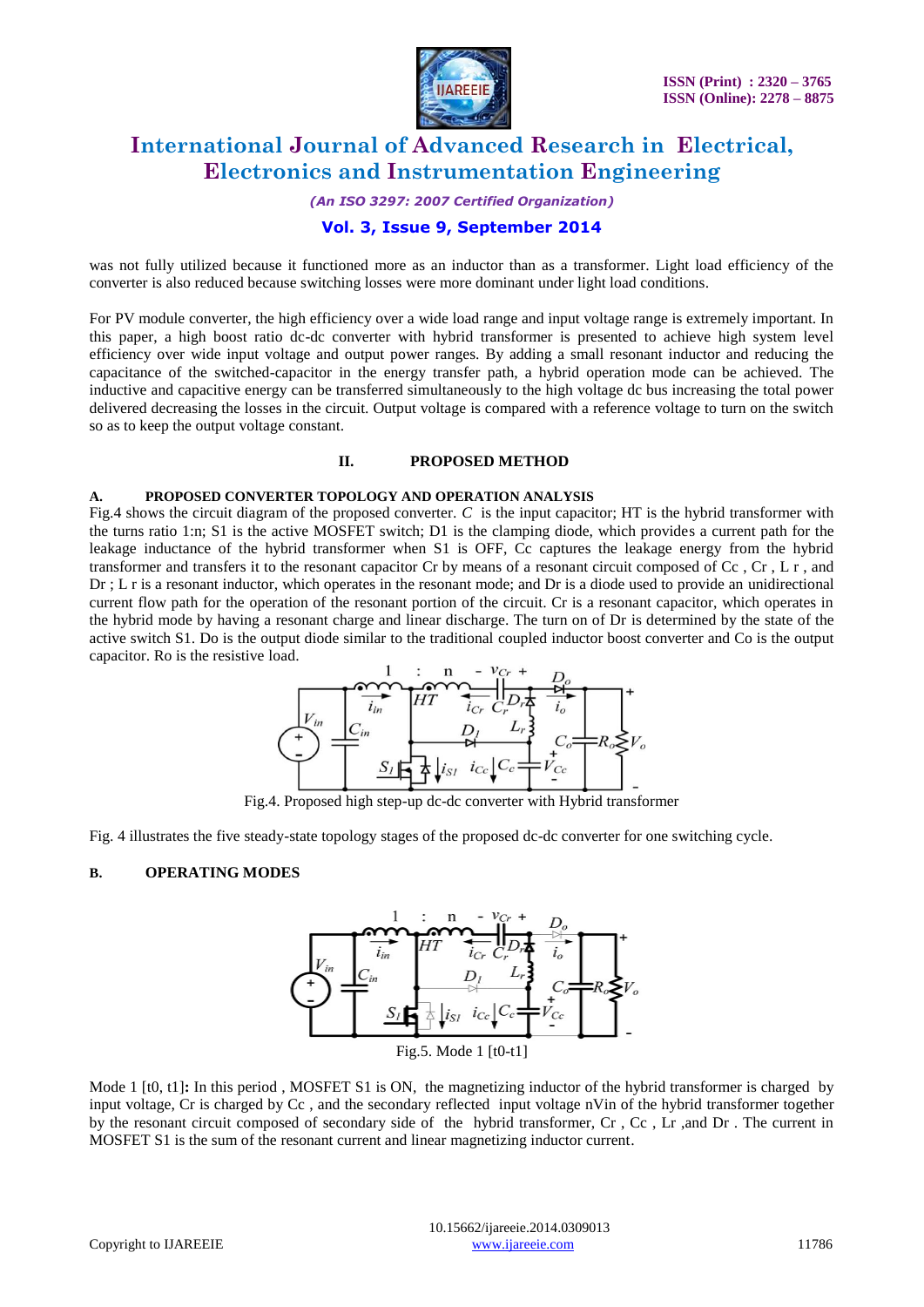was not fully utilized because it functioned more as an inductor than as a transformer. Light load efficiency of the converter is also reduced because switching losses were more dominant under light load conditions.

For PV module converter, the high efficiency over a wide load range and input voltage range is extremely important. In this paper, a high boost ratio dc-dc converter with hybrid transformer is presented to achieve high system level efficiency over wide input voltage and output power ranges. By adding a small resonant inductor and reducing the capacitance of the switched-capacitor in the energy transfer path, a hybrid operation mode can be achieved. The inductive and capacitive energy can be transferred simultaneously to the high voltage dc bus increasing the total power delivered decreasing the losses in the circuit. Output voltage is compared with a reference voltage to turn on the switch so as to keep the output voltage constant.

## II. PROPOSED METHOD

### A. PROPOSED CONVERTER TOPOLOGY AND OPERATION ANALYSIS

Fig.4 shows the circuit diagram of the proposed converter. $C$ is the input capacitor; HT is the hybrid transformer with the turns ratio 1:n; S1 is the active MOSFET switch; D1 is the clamping diode, which provides a current path for the leakage inductance of the hybrid transformer when S1 is OFF, Cc captures the leakage energy from the hybrid transformer and transfers it to the resonant capacitor Cr by means of a resonant circuit composed of Cc , Cr , L r , and Dr ; L r is a resonant inductor, which operates in the resonant mode; and Dr is a diode used to provide an unidirectional current flow path for the operation of the resonant portion of the circuit. Cr is a resonant capacitor, which operates in the hybrid mode by having a resonant charge and linear discharge. The turn on of Dr is determined by the state of the active switch S1. Do is the output diode similar to the traditional coupled inductor boost converter and Co is the output capacitor. Ro is the resistive load.

1 : n
$- v_{Cr} +$
$D_o$
$i_{in}$
$HT$
$i_{Cr}$ $C_r$ $D_r$
$i_o$
$V_{in}$
$C_{in}$
$D_1$
$L_r$
$C_o$ $R_o$ $V_o$
$S_1$ $i_{S1}$ $i_{Cc}$ $C_c$ $V_{Cc}$

Fig.4. Proposed high step-up dc-dc converter with Hybrid transformer

Fig. 4 illustrates the five steady-state topology stages of the proposed dc-dc converter for one switching cycle.

### B. OPERATING MODES

1 : n
$- v_{Cr} +$
$D_o$
$i_{in}$
$HT$
$i_{Cr}$ $C_r$ $D_r$
$i_o$
$V_{in}$
$C_{in}$
$D_1$
$L_r$
$C_o$ $R_o$ $V_o$
$S_1$ $i_{S1}$ $i_{Cc}$ $C_c$ $V_{Cc}$

Fig.5. Mode 1 [t0-t1]

Mode 1 [t0, t1]**:** In this period , MOSFET S1 is ON, the magnetizing inductor of the hybrid transformer is charged by input voltage, Cr is charged by Cc , and the secondary reflected input voltage nVin of the hybrid transformer together by the resonant circuit composed of secondary side of the hybrid transformer, Cr , Cc , Lr ,and Dr . The current in MOSFET S1 is the sum of the resonant current and linear magnetizing inductor current.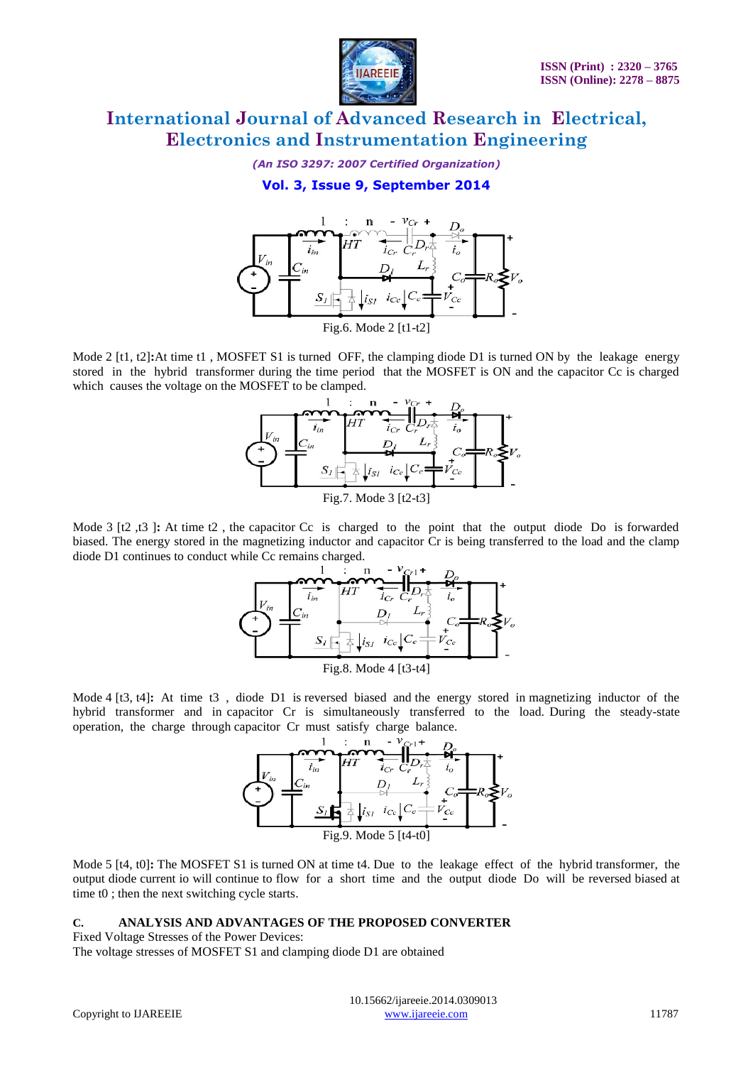Fig.6. Mode 2 [t1-t2]

Mode 2 [t1, t2]**:**At time t1 , MOSFET S1 is turned OFF, the clamping diode D1 is turned ON by the leakage energy stored in the hybrid transformer during the time period that the MOSFET is ON and the capacitor Cc is charged which causes the voltage on the MOSFET to be clamped.

Fig.7. Mode 3 [t2-t3]

Mode 3 [t2 ,t3 ]**:** At time t2 , the capacitor Cc is charged to the point that the output diode Do is forwarded biased. The energy stored in the magnetizing inductor and capacitor Cr is being transferred to the load and the clamp diode D1 continues to conduct while Cc remains charged.

Fig.8. Mode 4 [t3-t4]

Mode 4 [t3, t4]**:** At time t3 , diode D1 is reversed biased and the energy stored in magnetizing inductor of the hybrid transformer and in capacitor Cr is simultaneously transferred to the load. During the steady-state operation, the charge through capacitor Cr must satisfy charge balance.

Fig.9. Mode 5 [t4-t0]

Mode 5 [t4, t0]**:** The MOSFET S1 is turned ON at time t4. Due to the leakage effect of the hybrid transformer, the output diode current io will continue to flow for a short time and the output diode Do will be reversed biased at time t0 ; then the next switching cycle starts.

**C. ANALYSIS AND ADVANTAGES OF THE PROPOSED CONVERTER**

Fixed Voltage Stresses of the Power Devices:

The voltage stresses of MOSFET S1 and clamping diode D1 are obtained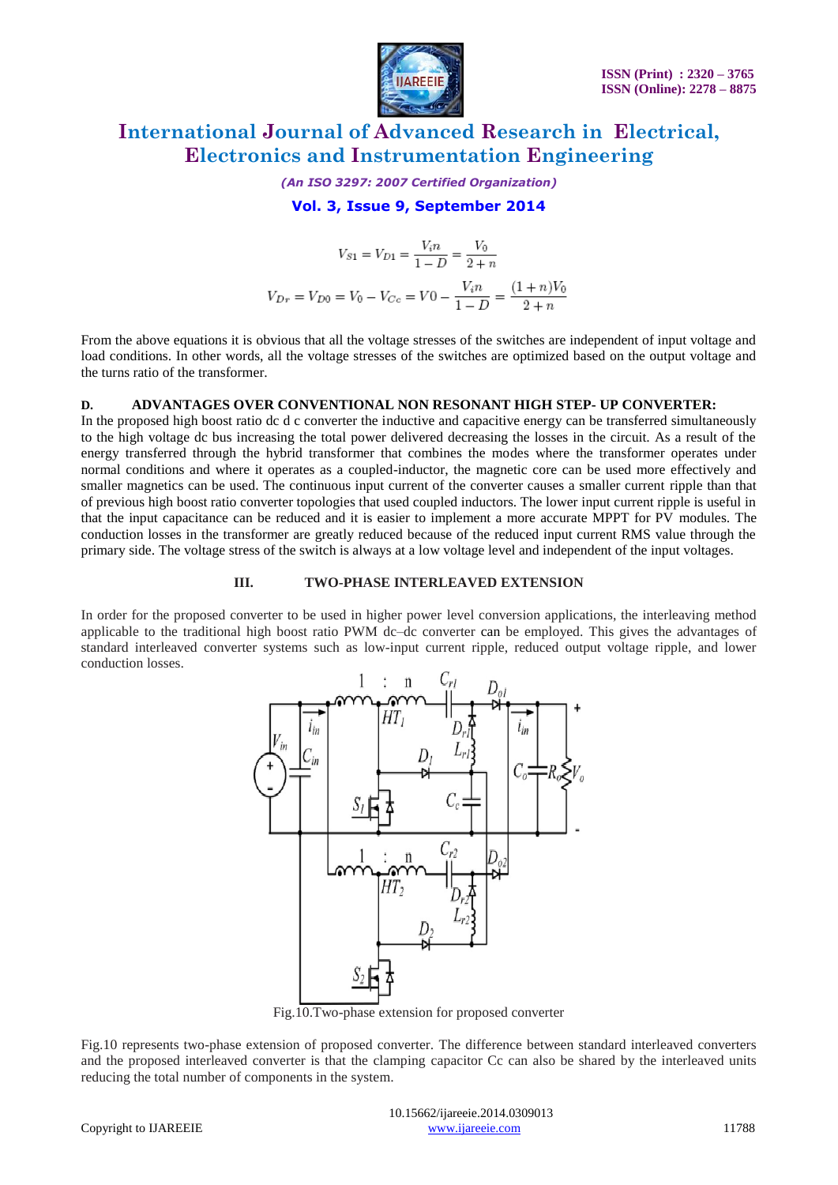$$V_{S1} = V_{D1} = \frac{V_in}{1-D} = \frac{V_0}{2+n}$$

$$V_{Dr} = V_{D0} = V_0 - V_{Cc} = V0 - \frac{V_in}{1-D} = \frac{(1+n)V_0}{2+n}$$

From the above equations it is obvious that all the voltage stresses of the switches are independent of input voltage and load conditions. In other words, all the voltage stresses of the switches are optimized based on the output voltage and the turns ratio of the transformer.

**D. ADVANTAGES OVER CONVENTIONAL NON RESONANT HIGH STEP- UP CONVERTER:**

In the proposed high boost ratio dc d c converter the inductive and capacitive energy can be transferred simultaneously to the high voltage dc bus increasing the total power delivered decreasing the losses in the circuit. As a result of the energy transferred through the hybrid transformer that combines the modes where the transformer operates under normal conditions and where it operates as a coupled-inductor, the magnetic core can be used more effectively and smaller magnetics can be used. The continuous input current of the converter causes a smaller current ripple than that of previous high boost ratio converter topologies that used coupled inductors. The lower input current ripple is useful in that the input capacitance can be reduced and it is easier to implement a more accurate MPPT for PV modules. The conduction losses in the transformer are greatly reduced because of the reduced input current RMS value through the primary side. The voltage stress of the switch is always at a low voltage level and independent of the input voltages.

## III. TWO-PHASE INTERLEAVED EXTENSION

In order for the proposed converter to be used in higher power level conversion applications, the interleaving method applicable to the traditional high boost ratio PWM dc–dc converter can be employed. This gives the advantages of standard interleaved converter systems such as low-input current ripple, reduced output voltage ripple, and lower conduction losses.

Fig.10.Two-phase extension for proposed converter

Fig.10 represents two-phase extension of proposed converter. The difference between standard interleaved converters and the proposed interleaved converter is that the clamping capacitor Cc can also be shared by the interleaved units reducing the total number of components in the system.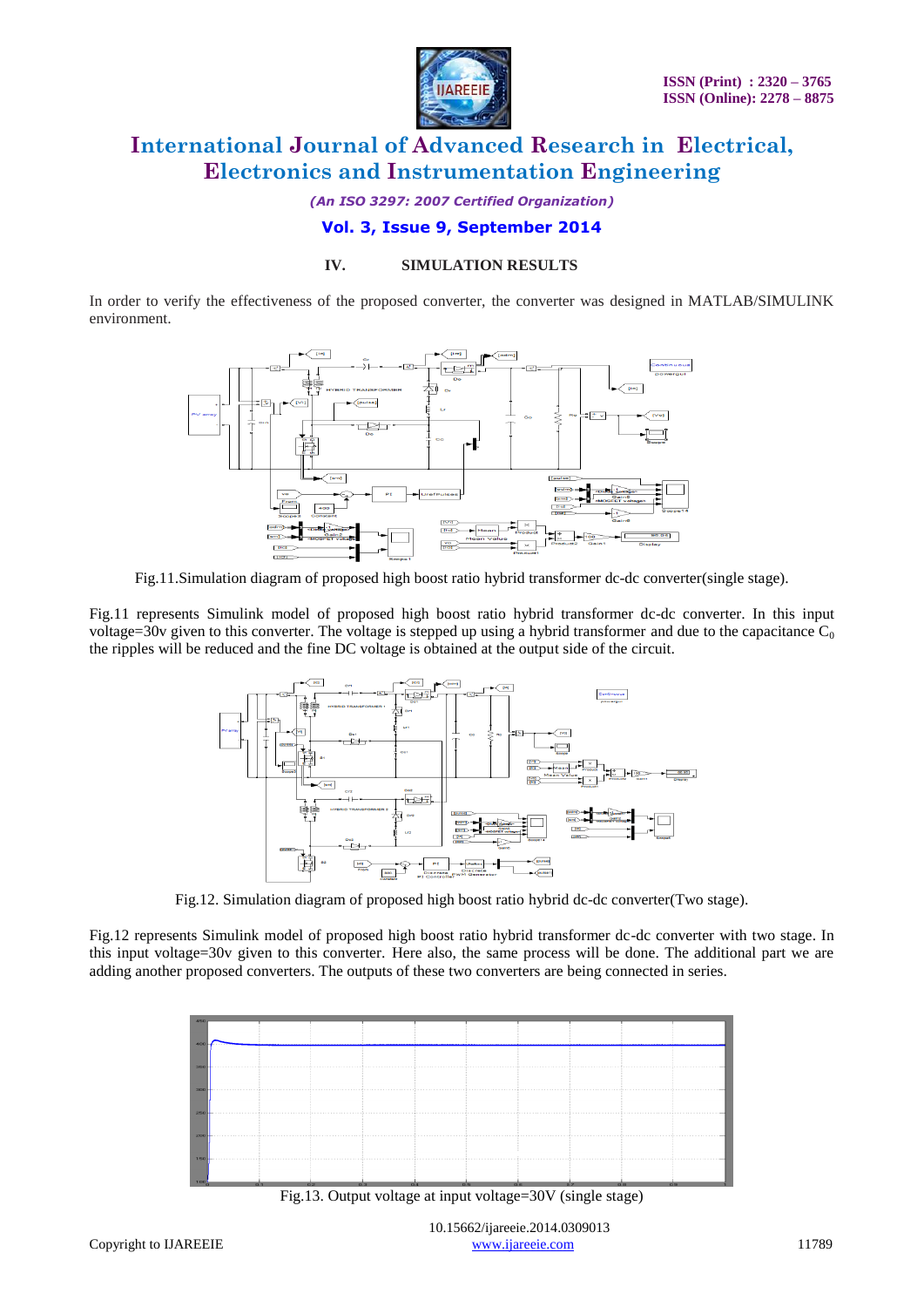## IV. SIMULATION RESULTS

In order to verify the effectiveness of the proposed converter, the converter was designed in MATLAB/SIMULINK environment.

Fig.11.Simulation diagram of proposed high boost ratio hybrid transformer dc-dc converter(single stage).

Fig.11 represents Simulink model of proposed high boost ratio hybrid transformer dc-dc converter. In this input voltage=30v given to this converter. The voltage is stepped up using a hybrid transformer and due to the capacitance $C_0$ the ripples will be reduced and the fine DC voltage is obtained at the output side of the circuit.

Fig.12. Simulation diagram of proposed high boost ratio hybrid dc-dc converter(Two stage).

Fig.12 represents Simulink model of proposed high boost ratio hybrid transformer dc-dc converter with two stage. In this input voltage=30v given to this converter. Here also, the same process will be done. The additional part we are adding another proposed converters. The outputs of these two converters are being connected in series.

Fig.13. Output voltage at input voltage=30V (single stage)

10.15662/ijareeie.2014.0309013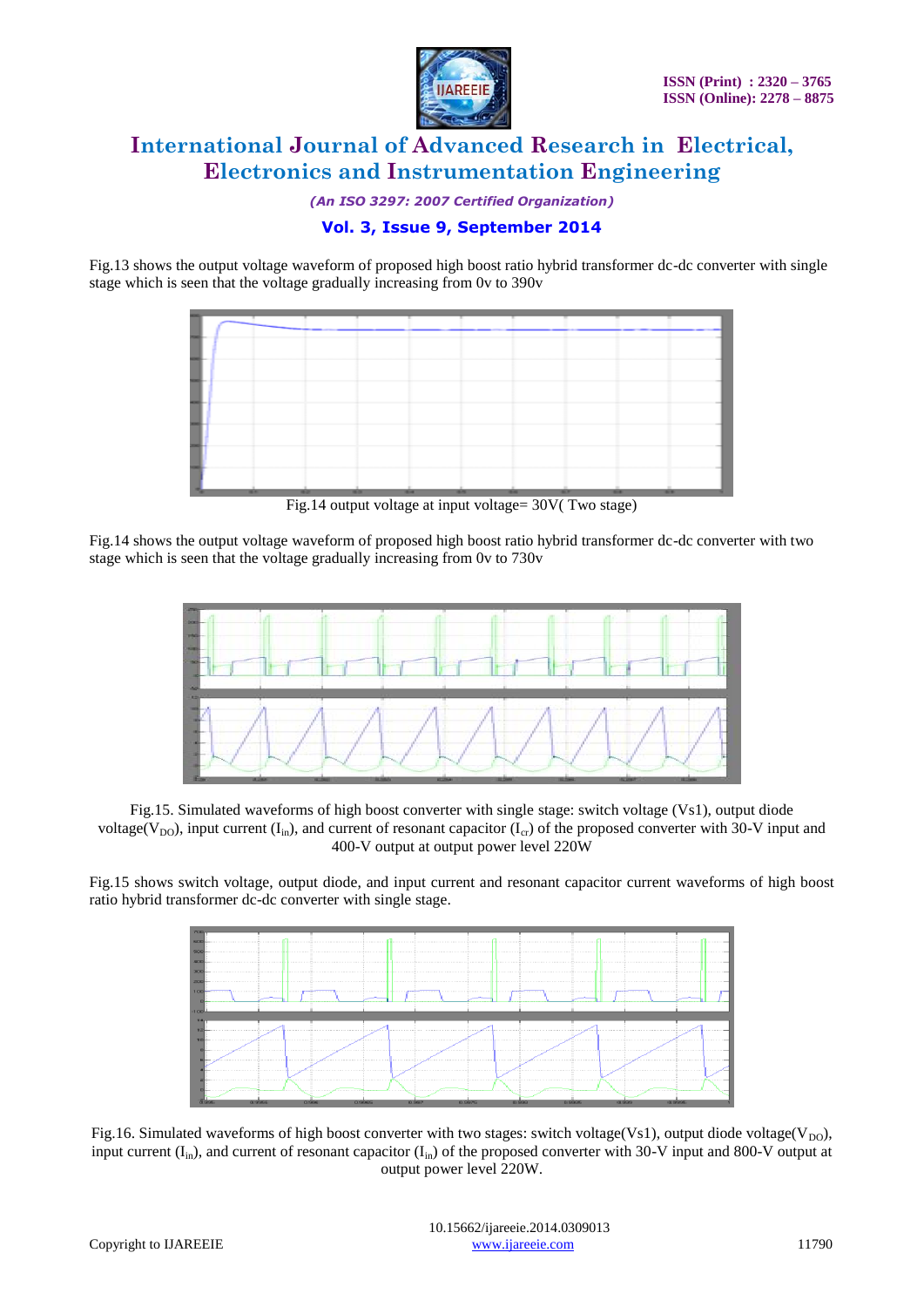Fig.13 shows the output voltage waveform of proposed high boost ratio hybrid transformer dc-dc converter with single stage which is seen that the voltage gradually increasing from 0v to 390v

Fig.14 output voltage at input voltage= 30V( Two stage)

Fig.14 shows the output voltage waveform of proposed high boost ratio hybrid transformer dc-dc converter with two stage which is seen that the voltage gradually increasing from 0v to 730v

Fig.15. Simulated waveforms of high boost converter with single stage: switch voltage (Vs1), output diode voltage($V_{DO}$), input current ($I_{in}$), and current of resonant capacitor ($I_{cr}$) of the proposed converter with 30-V input and 400-V output at output power level 220W

Fig.15 shows switch voltage, output diode, and input current and resonant capacitor current waveforms of high boost ratio hybrid transformer dc-dc converter with single stage.

Fig.16. Simulated waveforms of high boost converter with two stages: switch voltage(Vs1), output diode voltage($V_{DO}$), input current ($I_{in}$), and current of resonant capacitor ($I_{in}$) of the proposed converter with 30-V input and 800-V output at output power level 220W.

10.15662/ijareeie.2014.0309013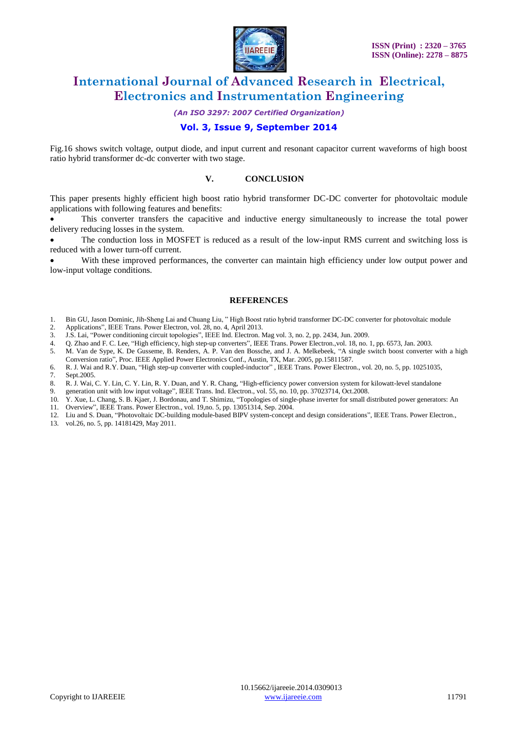Fig.16 shows switch voltage, output diode, and input current and resonant capacitor current waveforms of high boost ratio hybrid transformer dc-dc converter with two stage.

## V. CONCLUSION

This paper presents highly efficient high boost ratio hybrid transformer DC-DC converter for photovoltaic module applications with following features and benefits:

- This converter transfers the capacitive and inductive energy simultaneously to increase the total power delivery reducing losses in the system.
- The conduction loss in MOSFET is reduced as a result of the low-input RMS current and switching loss is reduced with a lower turn-off current.
- With these improved performances, the converter can maintain high efficiency under low output power and low-input voltage conditions.

## REFERENCES

1. Bin GU, Jason Dominic, Jih-Sheng Lai and Chuang Liu, " High Boost ratio hybrid transformer DC-DC converter for photovoltaic module
2. Applications", IEEE Trans. Power Electron, vol. 28, no. 4, April 2013.
3. J.S. Lai, "Power conditioning circuit topologies", IEEE Ind. Electron. Mag vol. 3, no. 2, pp. 2434, Jun. 2009.
4. Q. Zhao and F. C. Lee, "High efficiency, high step-up converters", IEEE Trans. Power Electron.,vol. 18, no. 1, pp. 6573, Jan. 2003.
5. M. Van de Sype, K. De Gusseme, B. Renders, A. P. Van den Bossche, and J. A. Melkebeek, "A single switch boost converter with a high Conversion ratio", Proc. IEEE Applied Power Electronics Conf., Austin, TX, Mar. 2005, pp.15811587.
6. R. J. Wai and R.Y. Duan, "High step-up converter with coupled-inductor" , IEEE Trans. Power Electron., vol. 20, no. 5, pp. 10251035,
7. Sept.2005.
8. R. J. Wai, C. Y. Lin, C. Y. Lin, R. Y. Duan, and Y. R. Chang, "High-efficiency power conversion system for kilowatt-level standalone
9. generation unit with low input voltage", IEEE Trans. Ind. Electron., vol. 55, no. 10, pp. 37023714, Oct.2008.
10. Y. Xue, L. Chang, S. B. Kjaer, J. Bordonau, and T. Shimizu, "Topologies of single-phase inverter for small distributed power generators: An
11. Overview", IEEE Trans. Power Electron., vol. 19,no. 5, pp. 13051314, Sep. 2004.
12. Liu and S. Duan, "Photovoltaic DC-building module-based BIPV system-concept and design considerations", IEEE Trans. Power Electron.,
13. vol.26, no. 5, pp. 14181429, May 2011.